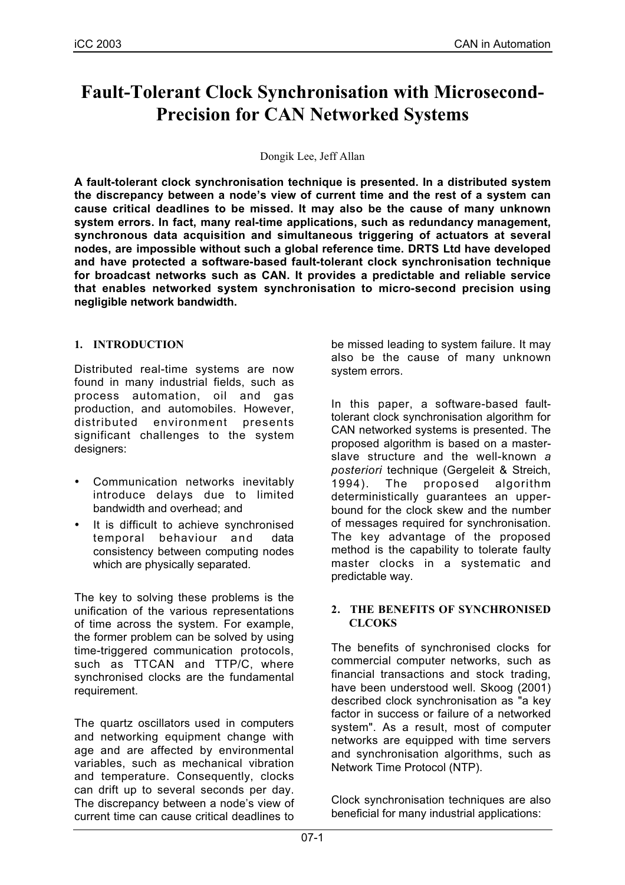# Fault-Tolerant Clock Synchronisation with Microsecond-Precision for CAN Networked Systems

Dongik Lee, Jeff Allan

**A fault-tolerant clock synchronisation technique is presented. In a distributed system the discrepancy between a node's view of current time and the rest of a system can cause critical deadlines to be missed. It may also be the cause of many unknown system errors. In fact, many real-time applications, such as redundancy management, synchronous data acquisition and simultaneous triggering of actuators at several nodes, are impossible without such a global reference time. DRTS Ltd have developed and have protected a software-based fault-tolerant clock synchronisation technique for broadcast networks such as CAN. It provides a predictable and reliable service that enables networked system synchronisation to micro-second precision using negligible network bandwidth.**

## 1. INTRODUCTION

Distributed real-time systems are now found in many industrial fields, such as process automation, oil and gas production, and automobiles. However, distributed environment presents significant challenges to the system designers:

- Communication networks inevitably introduce delays due to limited bandwidth and overhead; and
- It is difficult to achieve synchronised temporal behaviour and data consistency between computing nodes which are physically separated.

The key to solving these problems is the unification of the various representations of time across the system. For example, the former problem can be solved by using time-triggered communication protocols, such as TTCAN and TTP/C, where synchronised clocks are the fundamental requirement.

The quartz oscillators used in computers and networking equipment change with age and are affected by environmental variables, such as mechanical vibration and temperature. Consequently, clocks can drift up to several seconds per day. The discrepancy between a node's view of current time can cause critical deadlines to be missed leading to system failure. It may also be the cause of many unknown system errors.

In this paper, a software-based fault-tolerant clock synchronisation algorithm for CAN networked systems is presented. The proposed algorithm is based on a master-slave structure and the well-known *a posteriori* technique (Gergeleit & Streich, 1994). The proposed algorithm deterministically guarantees an upper-bound for the clock skew and the number of messages required for synchronisation. The key advantage of the proposed method is the capability to tolerate faulty master clocks in a systematic and predictable way.

## 2. THE BENEFITS OF SYNCHRONISED CLCOKS

The benefits of synchronised clocks for commercial computer networks, such as financial transactions and stock trading, have been understood well. Skoog (2001) described clock synchronisation as "a key factor in success or failure of a networked system". As a result, most of computer networks are equipped with time servers and synchronisation algorithms, such as Network Time Protocol (NTP).

Clock synchronisation techniques are also beneficial for many industrial applications: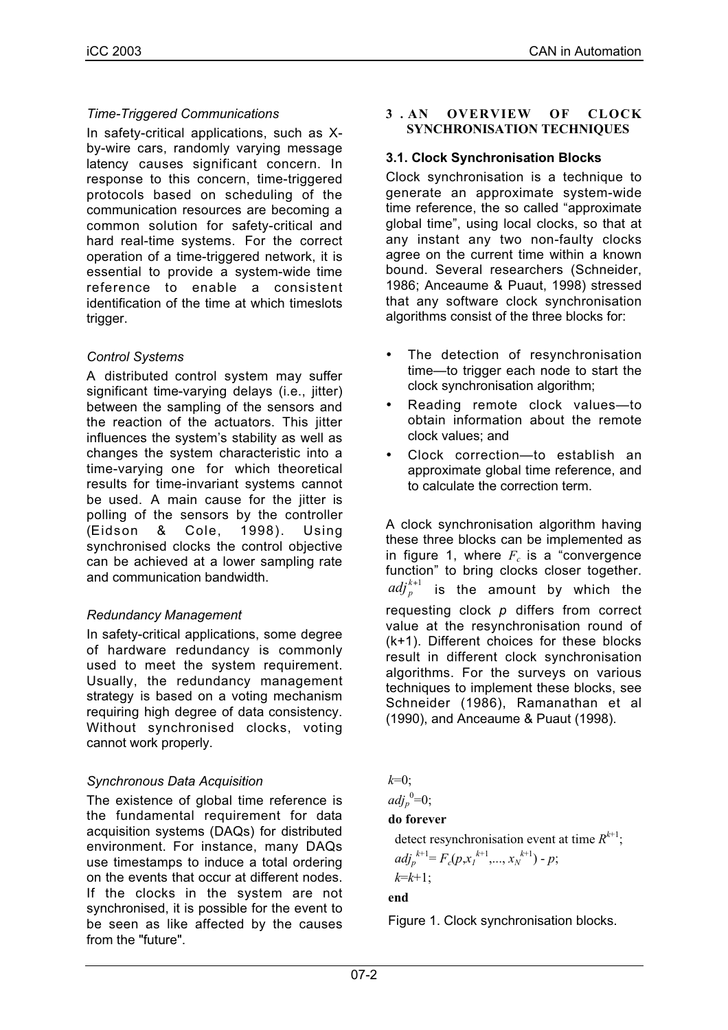*Time-Triggered Communications*

In safety-critical applications, such as X-by-wire cars, randomly varying message latency causes significant concern. In response to this concern, time-triggered protocols based on scheduling of the communication resources are becoming a common solution for safety-critical and hard real-time systems. For the correct operation of a time-triggered network, it is essential to provide a system-wide time reference to enable a consistent identification of the time at which timeslots trigger.

*Control Systems*

A distributed control system may suffer significant time-varying delays (i.e., jitter) between the sampling of the sensors and the reaction of the actuators. This jitter influences the system's stability as well as changes the system characteristic into a time-varying one for which theoretical results for time-invariant systems cannot be used. A main cause for the jitter is polling of the sensors by the controller (Eidson & Cole, 1998). Using synchronised clocks the control objective can be achieved at a lower sampling rate and communication bandwidth.

*Redundancy Management*

In safety-critical applications, some degree of hardware redundancy is commonly used to meet the system requirement. Usually, the redundancy management strategy is based on a voting mechanism requiring high degree of data consistency. Without synchronised clocks, voting cannot work properly.

*Synchronous Data Acquisition*

The existence of global time reference is the fundamental requirement for data acquisition systems (DAQs) for distributed environment. For instance, many DAQs use timestamps to induce a total ordering on the events that occur at different nodes. If the clocks in the system are not synchronised, it is possible for the event to be seen as like affected by the causes from the "future".

## 3. AN OVERVIEW OF CLOCK SYNCHRONISATION TECHNIQUES

### 3.1. Clock Synchronisation Blocks

Clock synchronisation is a technique to generate an approximate system-wide time reference, the so called "approximate global time", using local clocks, so that at any instant any two non-faulty clocks agree on the current time within a known bound. Several researchers (Schneider, 1986; Anceaume & Puaut, 1998) stressed that any software clock synchronisation algorithms consist of the three blocks for:

- The detection of resynchronisation time—to trigger each node to start the clock synchronisation algorithm;
- Reading remote clock values—to obtain information about the remote clock values; and
- Clock correction—to establish an approximate global time reference, and to calculate the correction term.

A clock synchronisation algorithm having these three blocks can be implemented as in figure 1, where $F_c$ is a "convergence function" to bring clocks closer together. $adj_p^{k+1}$ is the amount by which the requesting clock *p* differs from correct value at the resynchronisation round of (k+1). Different choices for these blocks result in different clock synchronisation algorithms. For the surveys on various techniques to implement these blocks, see Schneider (1986), Ramanathan et al (1990), and Anceaume & Puaut (1998).

$k$=0;
$adj_p^{0}$=0;
**do forever**
  detect resynchronisation event at time $R^{k+1}$;
  $adj_p^{k+1} = F_c(p, x_1^{k+1}, ..., x_N^{k+1}) - p$;
  $k$=$k$+1;
**end**

Figure 1. Clock synchronisation blocks.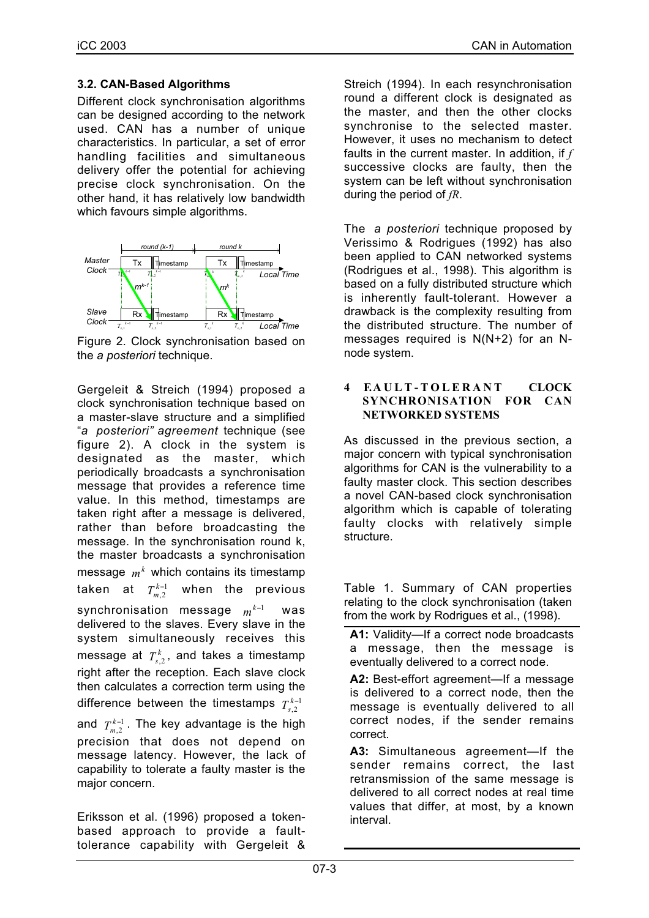### 3.2. CAN-Based Algorithms

Different clock synchronisation algorithms can be designed according to the network used. CAN has a number of unique characteristics. In particular, a set of error handling facilities and simultaneous delivery offer the potential for achieving precise clock synchronisation. On the other hand, it has relatively low bandwidth which favours simple algorithms.

Figure 2. Clock synchronisation based on the *a posteriori* technique.

Gergeleit & Streich (1994) proposed a clock synchronisation technique based on a master-slave structure and a simplified "*a posteriori" agreement* technique (see figure 2). A clock in the system is designated as the master, which periodically broadcasts a synchronisation message that provides a reference time value. In this method, timestamps are taken right after a message is delivered, rather than before broadcasting the message. In the synchronisation round k, the master broadcasts a synchronisation message $m^k$ which contains its timestamp taken at $T_{m,2}^{k-1}$ when the previous synchronisation message $m^{k-1}$ was delivered to the slaves. Every slave in the system simultaneously receives this message at $T_{s,2}^{k}$, and takes a timestamp right after the reception. Each slave clock then calculates a correction term using the difference between the timestamps $T_{s,2}^{k-1}$ and $T_{m,2}^{k-1}$. The key advantage is the high precision that does not depend on message latency. However, the lack of capability to tolerate a faulty master is the major concern.

Eriksson et al. (1996) proposed a token-based approach to provide a fault-tolerance capability with Gergeleit & Streich (1994). In each resynchronisation round a different clock is designated as the master, and then the other clocks synchronise to the selected master. However, it uses no mechanism to detect faults in the current master. In addition, if $f$ successive clocks are faulty, then the system can be left without synchronisation during the period of $fR$.

The *a posteriori* technique proposed by Verissimo & Rodrigues (1992) has also been applied to CAN networked systems (Rodrigues et al., 1998). This algorithm is based on a fully distributed structure which is inherently fault-tolerant. However a drawback is the complexity resulting from the distributed structure. The number of messages required is N(N+2) for an N-node system.

## 4 FAULT-TOLERANT CLOCK SYNCHRONISATION FOR CAN NETWORKED SYSTEMS

As discussed in the previous section, a major concern with typical synchronisation algorithms for CAN is the vulnerability to a faulty master clock. This section describes a novel CAN-based clock synchronisation algorithm which is capable of tolerating faulty clocks with relatively simple structure.

Table 1. Summary of CAN properties relating to the clock synchronisation (taken from the work by Rodrigues et al., (1998).

**A1:** Validity—If a correct node broadcasts a message, then the message is eventually delivered to a correct node.

**A2:** Best-effort agreement—If a message is delivered to a correct node, then the message is eventually delivered to all correct nodes, if the sender remains correct.

**A3:** Simultaneous agreement—If the sender remains correct, the last retransmission of the same message is delivered to all correct nodes at real time values that differ, at most, by a known interval.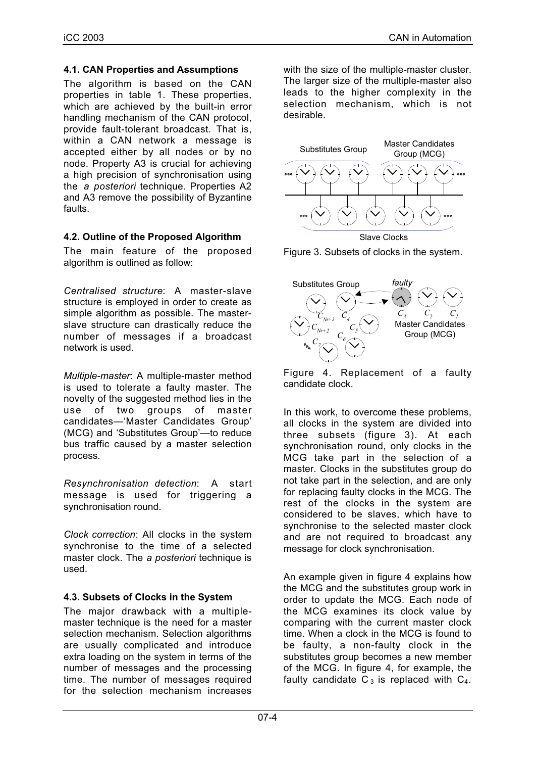### 4.1. CAN Properties and Assumptions

The algorithm is based on the CAN properties in table 1. These properties, which are achieved by the built-in error handling mechanism of the CAN protocol, provide fault-tolerant broadcast. That is, within a CAN network a message is accepted either by all nodes or by no node. Property A3 is crucial for achieving a high precision of synchronisation using the *a posteriori* technique. Properties A2 and A3 remove the possibility of Byzantine faults.

### 4.2. Outline of the Proposed Algorithm

The main feature of the proposed algorithm is outlined as follow:

*Centralised structure*: A master-slave structure is employed in order to create as simple algorithm as possible. The master-slave structure can drastically reduce the number of messages if a broadcast network is used.

*Multiple-master*: A multiple-master method is used to tolerate a faulty master. The novelty of the suggested method lies in the use of two groups of master candidates—'Master Candidates Group' (MCG) and 'Substitutes Group'—to reduce bus traffic caused by a master selection process.

*Resynchronisation detection*: A start message is used for triggering a synchronisation round.

*Clock correction*: All clocks in the system synchronise to the time of a selected master clock. The *a posteriori* technique is used.

### 4.3. Subsets of Clocks in the System

The major drawback with a multiple-master technique is the need for a master selection mechanism. Selection algorithms are usually complicated and introduce extra loading on the system in terms of the number of messages and the processing time. The number of messages required for the selection mechanism increases with the size of the multiple-master cluster. The larger size of the multiple-master also leads to the higher complexity in the selection mechanism, which is not desirable.

Figure 3. Subsets of clocks in the system.

Figure 4. Replacement of a faulty candidate clock.

In this work, to overcome these problems, all clocks in the system are divided into three subsets (figure 3). At each synchronisation round, only clocks in the MCG take part in the selection of a master. Clocks in the substitutes group do not take part in the selection, and are only for replacing faulty clocks in the MCG. The rest of the clocks in the system are considered to be slaves, which have to synchronise to the selected master clock and are not required to broadcast any message for clock synchronisation.

An example given in figure 4 explains how the MCG and the substitutes group work in order to update the MCG. Each node of the MCG examines its clock value by comparing with the current master clock time. When a clock in the MCG is found to be faulty, a non-faulty clock in the substitutes group becomes a new member of the MCG. In figure 4, for example, the faulty candidate $C_3$ is replaced with $C_4$.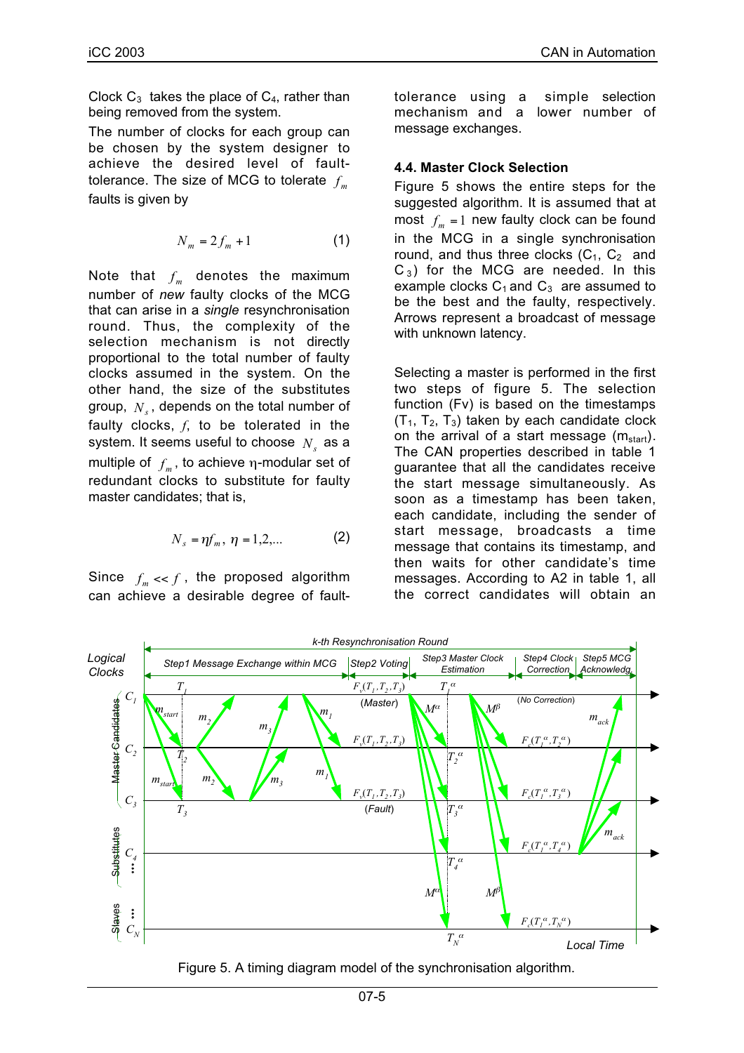Clock $C_3$ takes the place of $C_4$, rather than being removed from the system.

The number of clocks for each group can be chosen by the system designer to achieve the desired level of fault-tolerance. The size of MCG to tolerate $f_m$ faults is given by

$$N_m = 2f_m + 1 \quad (1)$$

Note that $f_m$ denotes the maximum number of *new* faulty clocks of the MCG that can arise in a *single* resynchronisation round. Thus, the complexity of the selection mechanism is not directly proportional to the total number of faulty clocks assumed in the system. On the other hand, the size of the substitutes group, $N_s$, depends on the total number of faulty clocks, $f$, to be tolerated in the system. It seems useful to choose $N_s$ as a multiple of $f_m$, to achieve η-modular set of redundant clocks to substitute for faulty master candidates; that is,

$$N_s = \eta f_m,\ \eta = 1,2,... \quad (2)$$

Since $f_m << f$, the proposed algorithm can achieve a desirable degree of fault-tolerance using a simple selection mechanism and a lower number of message exchanges.

### 4.4. Master Clock Selection

Figure 5 shows the entire steps for the suggested algorithm. It is assumed that at most $f_m = 1$ new faulty clock can be found in the MCG in a single synchronisation round, and thus three clocks ($C_1$, $C_2$ and $C_3$) for the MCG are needed. In this example clocks $C_1$ and $C_3$ are assumed to be the best and the faulty, respectively. Arrows represent a broadcast of message with unknown latency.

Selecting a master is performed in the first two steps of figure 5. The selection function (Fv) is based on the timestamps ($T_1$, $T_2$, $T_3$) taken by each candidate clock on the arrival of a start message ($m_{start}$). The CAN properties described in table 1 guarantee that all the candidates receive the start message simultaneously. As soon as a timestamp has been taken, each candidate, including the sender of start message, broadcasts a time message that contains its timestamp, and then waits for other candidate's time messages. According to A2 in table 1, all the correct candidates will obtain an

Figure 5. A timing diagram model of the synchronisation algorithm.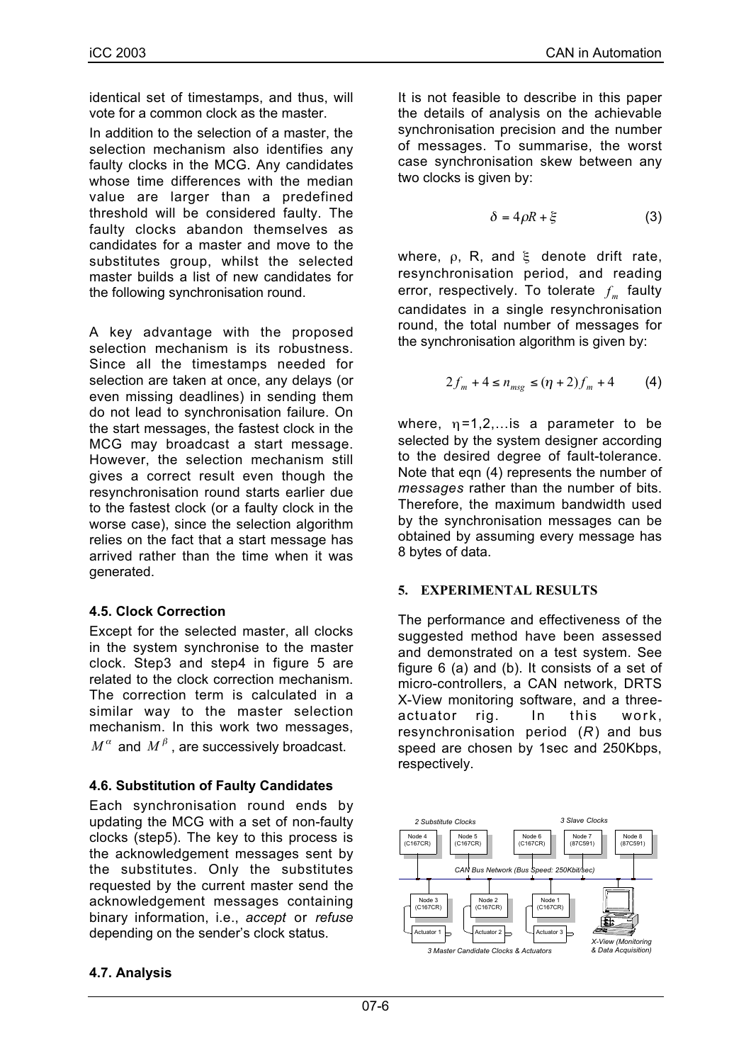identical set of timestamps, and thus, will vote for a common clock as the master.

In addition to the selection of a master, the selection mechanism also identifies any faulty clocks in the MCG. Any candidates whose time differences with the median value are larger than a predefined threshold will be considered faulty. The faulty clocks abandon themselves as candidates for a master and move to the substitutes group, whilst the selected master builds a list of new candidates for the following synchronisation round.

A key advantage with the proposed selection mechanism is its robustness. Since all the timestamps needed for selection are taken at once, any delays (or even missing deadlines) in sending them do not lead to synchronisation failure. On the start messages, the fastest clock in the MCG may broadcast a start message. However, the selection mechanism still gives a correct result even though the resynchronisation round starts earlier due to the fastest clock (or a faulty clock in the worse case), since the selection algorithm relies on the fact that a start message has arrived rather than the time when it was generated.

### 4.5. Clock Correction

Except for the selected master, all clocks in the system synchronise to the master clock. Step3 and step4 in figure 5 are related to the clock correction mechanism. The correction term is calculated in a similar way to the master selection mechanism. In this work two messages, $M^{\alpha}$ and $M^{\beta}$, are successively broadcast.

### 4.6. Substitution of Faulty Candidates

Each synchronisation round ends by updating the MCG with a set of non-faulty clocks (step5). The key to this process is the acknowledgement messages sent by the substitutes. Only the substitutes requested by the current master send the acknowledgement messages containing binary information, i.e., *accept* or *refuse* depending on the sender's clock status.

### 4.7. Analysis

It is not feasible to describe in this paper the details of analysis on the achievable synchronisation precision and the number of messages. To summarise, the worst case synchronisation skew between any two clocks is given by:

$$\delta = 4\rho R + \xi \qquad (3)$$

where, $\rho$, R, and $\xi$ denote drift rate, resynchronisation period, and reading error, respectively. To tolerate $f_m$ faulty candidates in a single resynchronisation round, the total number of messages for the synchronisation algorithm is given by:

$$2 f_m + 4 \le n_{msg} \le (\eta + 2) f_m + 4 \qquad (4)$$

where, $\eta$=1,2,...is a parameter to be selected by the system designer according to the desired degree of fault-tolerance. Note that eqn (4) represents the number of *messages* rather than the number of bits. Therefore, the maximum bandwidth used by the synchronisation messages can be obtained by assuming every message has 8 bytes of data.

## 5. EXPERIMENTAL RESULTS

The performance and effectiveness of the suggested method have been assessed and demonstrated on a test system. See figure 6 (a) and (b). It consists of a set of micro-controllers, a CAN network, DRTS X-View monitoring software, and a three-actuator rig. In this work, resynchronisation period ($R$) and bus speed are chosen by 1sec and 250Kbps, respectively.

2 Substitute Clocks — Node 4 (C167CR), Node 5 (C167CR)
3 Slave Clocks — Node 6 (C167CR), Node 7 (87C591), Node 8 (87C591)
CAN Bus Network (Bus Speed: 250Kbit/sec)
3 Master Candidate Clocks & Actuators — Node 3 (C167CR) / Actuator 1, Node 2 (C167CR) / Actuator 2, Node 1 (C167CR) / Actuator 3
X-View (Monitoring & Data Acquisition)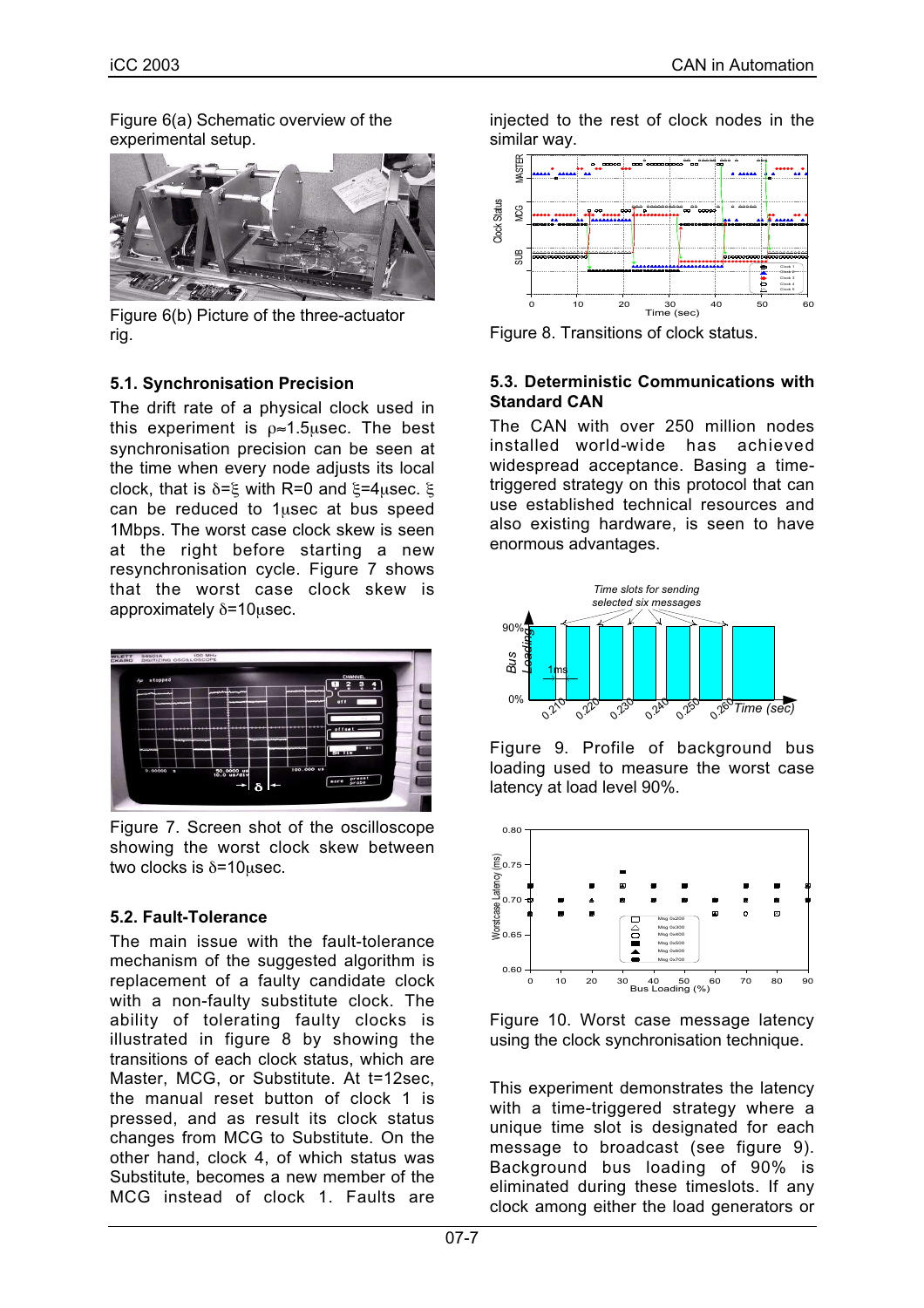Figure 6(a) Schematic overview of the experimental setup.

Figure 6(b) Picture of the three-actuator rig.

### 5.1. Synchronisation Precision

The drift rate of a physical clock used in this experiment is $\rho \approx 1.5\mu sec$. The best synchronisation precision can be seen at the time when every node adjusts its local clock, that is $\delta = \xi$ with R=0 and $\xi = 4\mu sec$. $\xi$ can be reduced to $1\mu sec$ at bus speed 1Mbps. The worst case clock skew is seen at the right before starting a new resynchronisation cycle. Figure 7 shows that the worst case clock skew is approximately $\delta = 10\mu sec$.

Figure 7. Screen shot of the oscilloscope showing the worst clock skew between two clocks is $\delta = 10\mu sec$.

### 5.2. Fault-Tolerance

The main issue with the fault-tolerance mechanism of the suggested algorithm is replacement of a faulty candidate clock with a non-faulty substitute clock. The ability of tolerating faulty clocks is illustrated in figure 8 by showing the transitions of each clock status, which are Master, MCG, or Substitute. At t=12sec, the manual reset button of clock 1 is pressed, and as result its clock status changes from MCG to Substitute. On the other hand, clock 4, of which status was Substitute, becomes a new member of the MCG instead of clock 1. Faults are injected to the rest of clock nodes in the similar way.

Figure 8. Transitions of clock status.

### 5.3. Deterministic Communications with Standard CAN

The CAN with over 250 million nodes installed world-wide has achieved widespread acceptance. Basing a time-triggered strategy on this protocol that can use established technical resources and also existing hardware, is seen to have enormous advantages.

Figure 9. Profile of background bus loading used to measure the worst case latency at load level 90%.

Figure 10. Worst case message latency using the clock synchronisation technique.

This experiment demonstrates the latency with a time-triggered strategy where a unique time slot is designated for each message to broadcast (see figure 9). Background bus loading of 90% is eliminated during these timeslots. If any clock among either the load generators or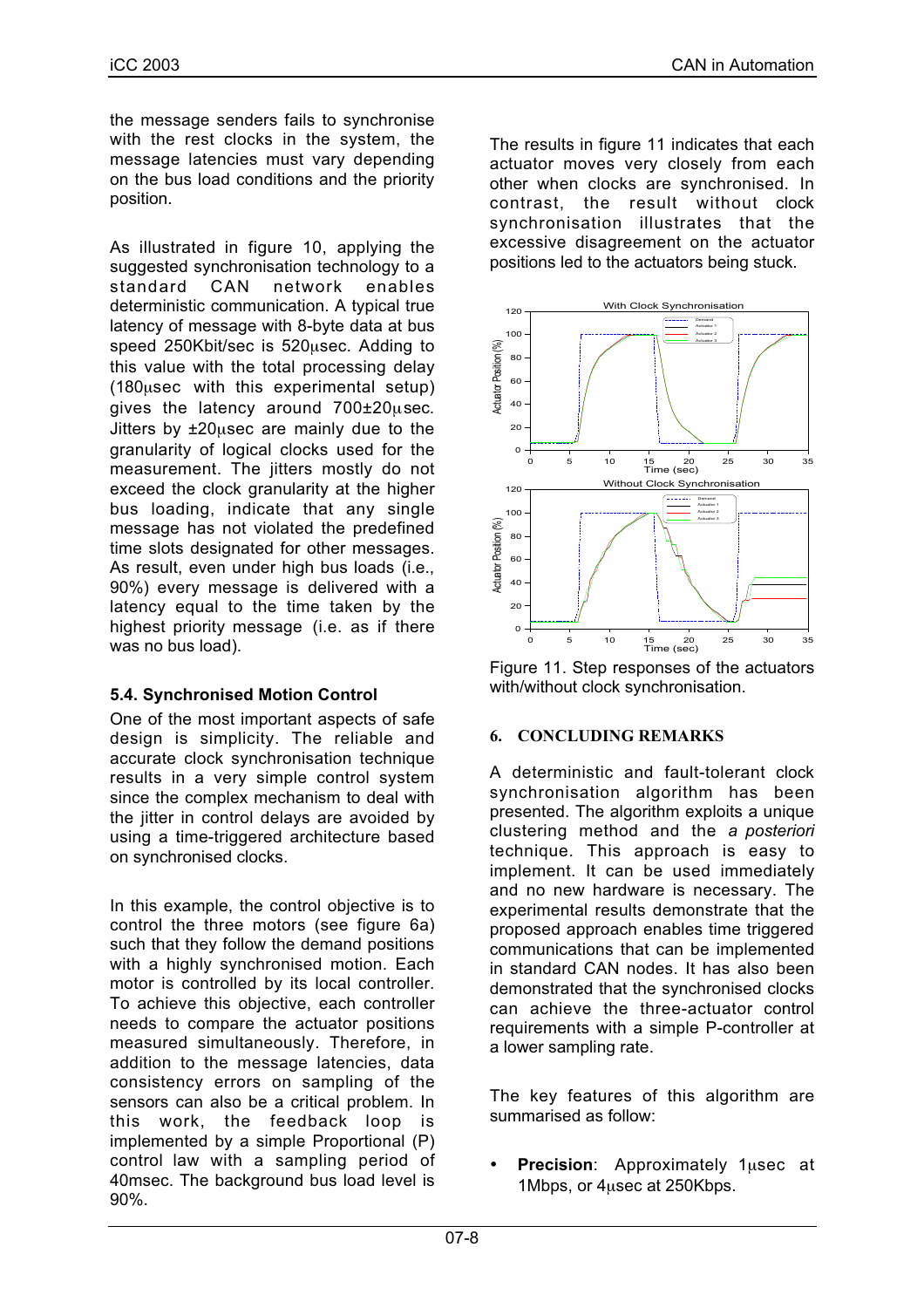the message senders fails to synchronise with the rest clocks in the system, the message latencies must vary depending on the bus load conditions and the priority position.

As illustrated in figure 10, applying the suggested synchronisation technology to a standard CAN network enables deterministic communication. A typical true latency of message with 8-byte data at bus speed 250Kbit/sec is 520μsec. Adding to this value with the total processing delay (180μsec with this experimental setup) gives the latency around 700±20μsec. Jitters by ±20μsec are mainly due to the granularity of logical clocks used for the measurement. The jitters mostly do not exceed the clock granularity at the higher bus loading, indicate that any single message has not violated the predefined time slots designated for other messages. As result, even under high bus loads (i.e., 90%) every message is delivered with a latency equal to the time taken by the highest priority message (i.e. as if there was no bus load).

### 5.4. Synchronised Motion Control

One of the most important aspects of safe design is simplicity. The reliable and accurate clock synchronisation technique results in a very simple control system since the complex mechanism to deal with the jitter in control delays are avoided by using a time-triggered architecture based on synchronised clocks.

In this example, the control objective is to control the three motors (see figure 6a) such that they follow the demand positions with a highly synchronised motion. Each motor is controlled by its local controller. To achieve this objective, each controller needs to compare the actuator positions measured simultaneously. Therefore, in addition to the message latencies, data consistency errors on sampling of the sensors can also be a critical problem. In this work, the feedback loop is implemented by a simple Proportional (P) control law with a sampling period of 40msec. The background bus load level is 90%.

The results in figure 11 indicates that each actuator moves very closely from each other when clocks are synchronised. In contrast, the result without clock synchronisation illustrates that the excessive disagreement on the actuator positions led to the actuators being stuck.

Figure 11. Step responses of the actuators with/without clock synchronisation.

## 6. CONCLUDING REMARKS

A deterministic and fault-tolerant clock synchronisation algorithm has been presented. The algorithm exploits a unique clustering method and the *a posteriori* technique. This approach is easy to implement. It can be used immediately and no new hardware is necessary. The experimental results demonstrate that the proposed approach enables time triggered communications that can be implemented in standard CAN nodes. It has also been demonstrated that the synchronised clocks can achieve the three-actuator control requirements with a simple P-controller at a lower sampling rate.

The key features of this algorithm are summarised as follow:

- **Precision**: Approximately 1μsec at 1Mbps, or 4μsec at 250Kbps.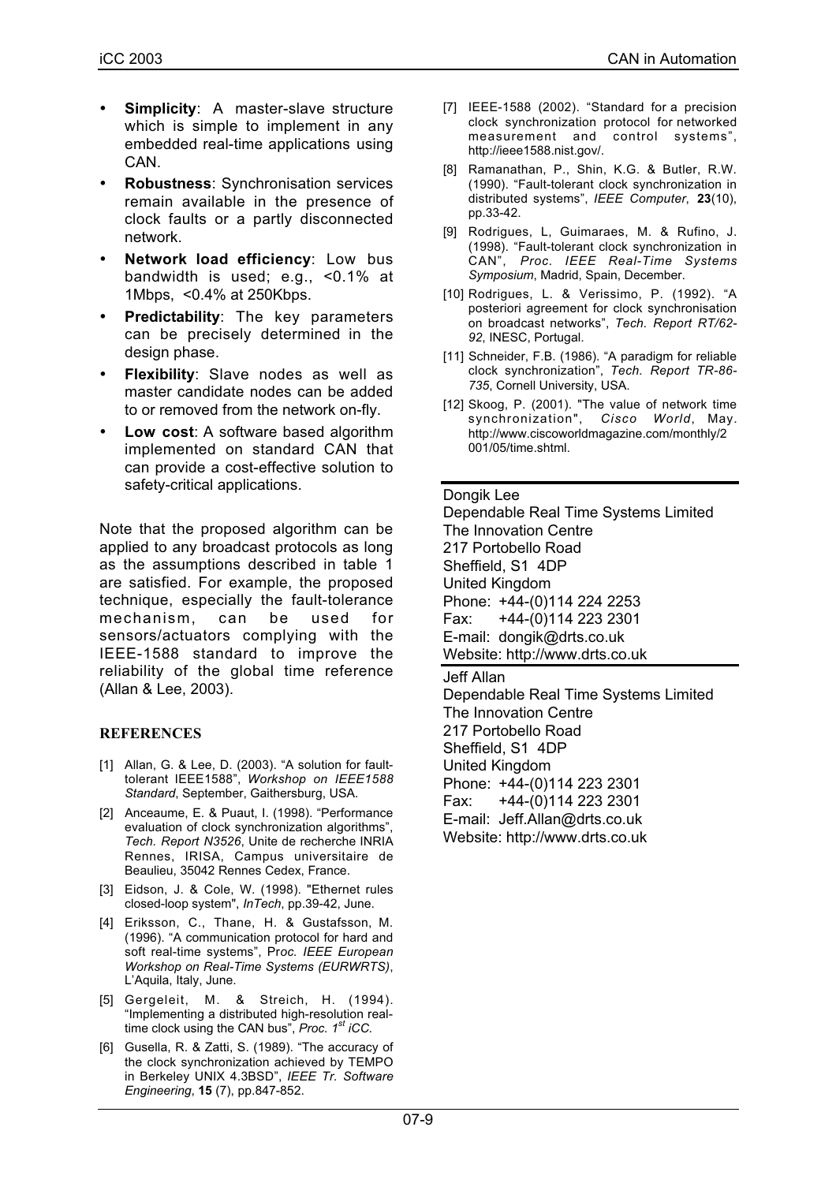- **Simplicity**: A master-slave structure which is simple to implement in any embedded real-time applications using CAN.
- **Robustness**: Synchronisation services remain available in the presence of clock faults or a partly disconnected network.
- **Network load efficiency**: Low bus bandwidth is used; e.g., <0.1% at 1Mbps, <0.4% at 250Kbps.
- **Predictability**: The key parameters can be precisely determined in the design phase.
- **Flexibility**: Slave nodes as well as master candidate nodes can be added to or removed from the network on-fly.
- **Low cost**: A software based algorithm implemented on standard CAN that can provide a cost-effective solution to safety-critical applications.

Note that the proposed algorithm can be applied to any broadcast protocols as long as the assumptions described in table 1 are satisfied. For example, the proposed technique, especially the fault-tolerance mechanism, can be used for sensors/actuators complying with the IEEE-1588 standard to improve the reliability of the global time reference (Allan & Lee, 2003).

## REFERENCES

[1] Allan, G. & Lee, D. (2003). "A solution for fault-tolerant IEEE1588", *Workshop on IEEE1588 Standard*, September, Gaithersburg, USA.

[2] Anceaume, E. & Puaut, I. (1998). "Performance evaluation of clock synchronization algorithms", *Tech. Report N3526*, Unite de recherche INRIA Rennes, IRISA, Campus universitaire de Beaulieu, 35042 Rennes Cedex, France.

[3] Eidson, J. & Cole, W. (1998). "Ethernet rules closed-loop system", *InTech*, pp.39-42, June.

[4] Eriksson, C., Thane, H. & Gustafsson, M. (1996). "A communication protocol for hard and soft real-time systems", *Proc. IEEE European Workshop on Real-Time Systems (EURWRTS)*, L'Aquila, Italy, June.

[5] Gergeleit, M. & Streich, H. (1994). "Implementing a distributed high-resolution real-time clock using the CAN bus", *Proc. 1st iCC*.

[6] Gusella, R. & Zatti, S. (1989). "The accuracy of the clock synchronization achieved by TEMPO in Berkeley UNIX 4.3BSD", *IEEE Tr. Software Engineering*, **15** (7), pp.847-852.

[7] IEEE-1588 (2002). "Standard for a precision clock synchronization protocol for networked measurement and control systems", http://ieee1588.nist.gov/.

[8] Ramanathan, P., Shin, K.G. & Butler, R.W. (1990). "Fault-tolerant clock synchronization in distributed systems", *IEEE Computer*, **23**(10), pp.33-42.

[9] Rodrigues, L, Guimaraes, M. & Rufino, J. (1998). "Fault-tolerant clock synchronization in CAN", *Proc. IEEE Real-Time Systems Symposium*, Madrid, Spain, December.

[10] Rodrigues, L. & Verissimo, P. (1992). "A posteriori agreement for clock synchronisation on broadcast networks", *Tech. Report RT/62-92*, INESC, Portugal.

[11] Schneider, F.B. (1986). "A paradigm for reliable clock synchronization", *Tech. Report TR-86-735*, Cornell University, USA.

[12] Skoog, P. (2001). "The value of network time synchronization", *Cisco World*, May. http://www.ciscoworldmagazine.com/monthly/2001/05/time.shtml.

---

Dongik Lee
Dependable Real Time Systems Limited
The Innovation Centre
217 Portobello Road
Sheffield, S1 4DP
United Kingdom
Phone: +44-(0)114 224 2253
Fax: +44-(0)114 223 2301
E-mail: dongik@drts.co.uk
Website: http://www.drts.co.uk

---

Jeff Allan
Dependable Real Time Systems Limited
The Innovation Centre
217 Portobello Road
Sheffield, S1 4DP
United Kingdom
Phone: +44-(0)114 223 2301
Fax: +44-(0)114 223 2301
E-mail: Jeff.Allan@drts.co.uk
Website: http://www.drts.co.uk